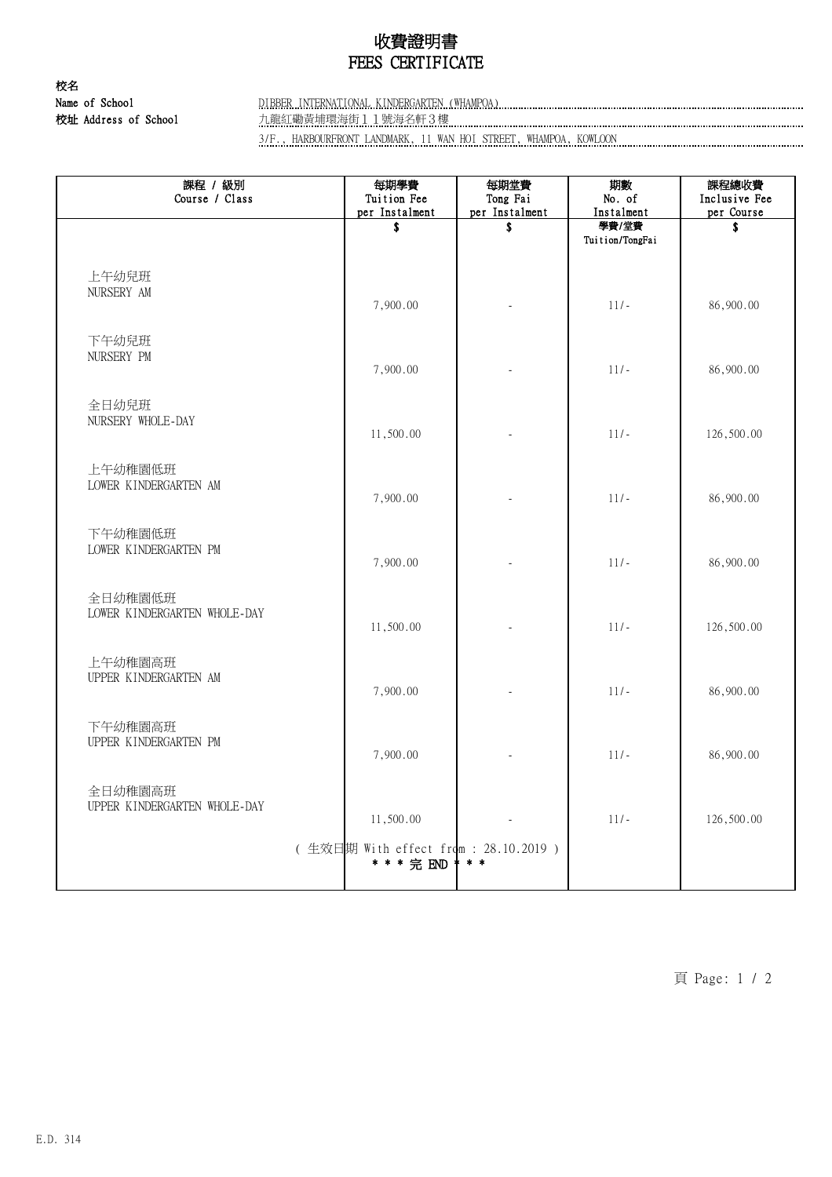# 收費證明書
# FEES CERTIFICATE

**校名**
**Name of School** DIBBER INTERNATIONAL KINDERGARTEN (WHAMPOA)
**校址 Address of School** 九龍紅磡黃埔環海街１１號海名軒３樓
3/F., HARBOURFRONT LANDMARK, 11 WAN HOI STREET, WHAMPOA, KOWLOON

| 課程 / 級別 Course / Class | 每期學費 Tuition Fee per Instalment | 每期堂費 Tong Fai per Instalment | 期數 No. of Instalment | 課程總收費 Inclusive Fee per Course |
|---|---|---|---|---|
| | $ | $ | 學費/堂費 Tuition/TongFai | $ |
| 上午幼兒班 NURSERY AM | 7,900.00 | - | 11/- | 86,900.00 |
| 下午幼兒班 NURSERY PM | 7,900.00 | - | 11/- | 86,900.00 |
| 全日幼兒班 NURSERY WHOLE-DAY | 11,500.00 | - | 11/- | 126,500.00 |
| 上午幼稚園低班 LOWER KINDERGARTEN AM | 7,900.00 | - | 11/- | 86,900.00 |
| 下午幼稚園低班 LOWER KINDERGARTEN PM | 7,900.00 | - | 11/- | 86,900.00 |
| 全日幼稚園低班 LOWER KINDERGARTEN WHOLE-DAY | 11,500.00 | - | 11/- | 126,500.00 |
| 上午幼稚園高班 UPPER KINDERGARTEN AM | 7,900.00 | - | 11/- | 86,900.00 |
| 下午幼稚園高班 UPPER KINDERGARTEN PM | 7,900.00 | - | 11/- | 86,900.00 |
| 全日幼稚園高班 UPPER KINDERGARTEN WHOLE-DAY | 11,500.00 | - | 11/- | 126,500.00 |

( 生效日期 With effect from : 28.10.2019 )
* * * 完 END * * *

E.D. 314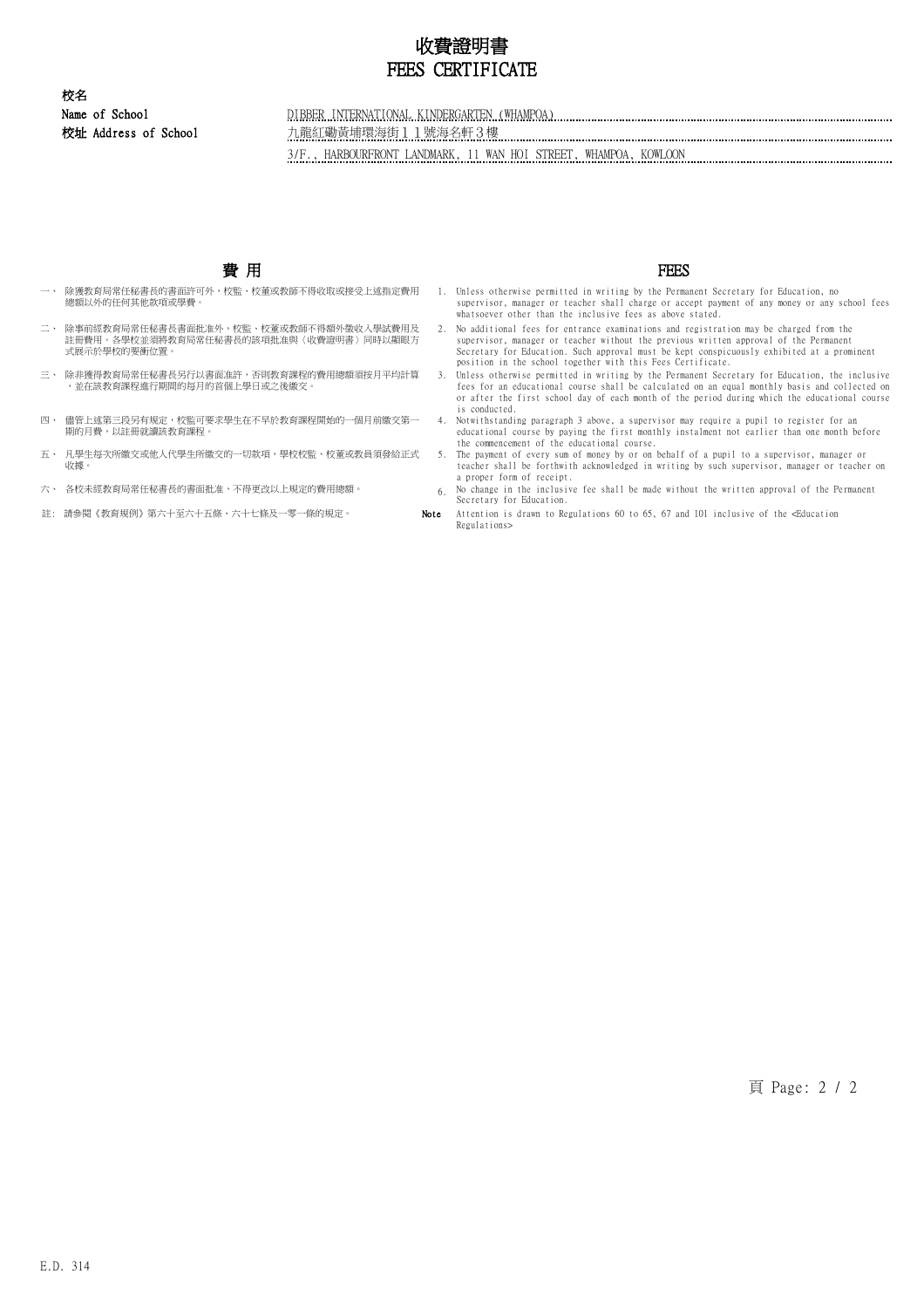# 收費證明書
# FEES CERTIFICATE

**校名**
**Name of School** DIBBER INTERNATIONAL KINDERGARTEN (WHAMPOA)
**校址 Address of School** 九龍紅磡黃埔環海街１１號海名軒３樓
3/F., HARBOURFRONT LANDMARK, 11 WAN HOI STREET, WHAMPOA, KOWLOON

## 費 用

一、 除獲教育局常任秘書長的書面許可外，校監、校董或教師不得收取或接受上述指定費用總額以外的任何其他款項或學費。

二、 除事前經教育局常任秘書長書面批准外，校監、校董或教師不得額外徵收入學試費用及註冊費用。各學校並須將教育局常任秘書長的該項批准與〈收費證明書〉同時以顯眼方式展示於學校的要衝位置。

三、 除非獲得教育局常任秘書長另行以書面准許，否則教育課程的費用總額須按月平均計算，並在該教育課程進行期間的每月的首個上學日或之後繳交。

四、 儘管上述第三段另有規定，校監可要求學生在不早於教育課程開始的一個月前繳交第一期的月費，以註冊就讀該教育課程。

五、 凡學生每次所繳交或他人代學生所繳交的一切款項，學校校監、校董或教員須發給正式收據。

六、 各校未經教育局常任秘書長的書面批准，不得更改以上規定的費用總額。

註: 請參閱《教育規例》第六十至六十五條、六十七條及一零一條的規定。

## FEES

1. Unless otherwise permitted in writing by the Permanent Secretary for Education, no supervisor, manager or teacher shall charge or accept payment of any money or any school fees whatsoever other than the inclusive fees as above stated.
2. No additional fees for entrance examinations and registration may be charged from the supervisor, manager or teacher without the previous written approval of the Permanent Secretary for Education. Such approval must be kept conspicuously exhibited at a prominent position in the school together with this Fees Certificate.
3. Unless otherwise permitted in writing by the Permanent Secretary for Education, the inclusive fees for an educational course shall be calculated on an equal monthly basis and collected on or after the first school day of each month of the period during which the educational course is conducted.
4. Notwithstanding paragraph 3 above, a supervisor may require a pupil to register for an educational course by paying the first monthly instalment not earlier than one month before the commencement of the educational course.
5. The payment of every sum of money by or on behalf of a pupil to a supervisor, manager or teacher shall be forthwith acknowledged in writing by such supervisor, manager or teacher on a proper form of receipt.
6. No change in the inclusive fee shall be made without the written approval of the Permanent Secretary for Education.

**Note** Attention is drawn to Regulations 60 to 65, 67 and 101 inclusive of the <Education Regulations>

E.D. 314